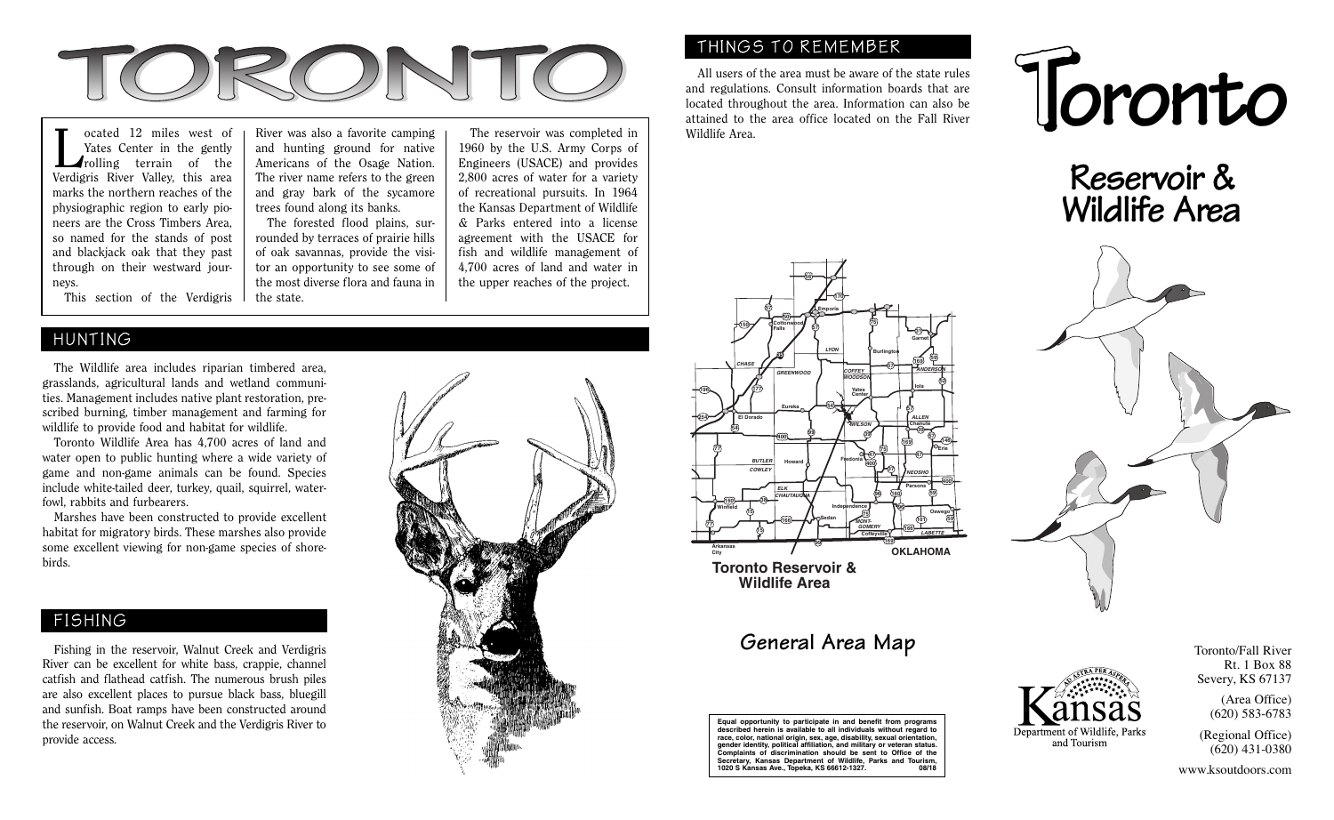# TORONTO

Located 12 miles west of Yates Center in the gently rolling terrain of the Verdigris River Valley, this area marks the northern reaches of the physiographic region to early pioneers are the Cross Timbers Area, so named for the stands of post and blackjack oak that they past through on their westward journeys.

This section of the Verdigris River was also a favorite camping and hunting ground for native Americans of the Osage Nation. The river name refers to the green and gray bark of the sycamore trees found along its banks.

The forested flood plains, surrounded by terraces of prairie hills of oak savannas, provide the visitor an opportunity to see some of the most diverse flora and fauna in the state.

The reservoir was completed in 1960 by the U.S. Army Corps of Engineers (USACE) and provides 2,800 acres of water for a variety of recreational pursuits. In 1964 the Kansas Department of Wildlife & Parks entered into a license agreement with the USACE for fish and wildlife management of 4,700 acres of land and water in the upper reaches of the project.

## HUNTING

The Wildlife area includes riparian timbered area, grasslands, agricultural lands and wetland communities. Management includes native plant restoration, prescribed burning, timber management and farming for wildlife to provide food and habitat for wildlife.

Toronto Wildlife Area has 4,700 acres of land and water open to public hunting where a wide variety of game and non-game animals can be found. Species include white-tailed deer, turkey, quail, squirrel, waterfowl, rabbits and furbearers.

Marshes have been constructed to provide excellent habitat for migratory birds. These marshes also provide some excellent viewing for non-game species of shorebirds.

## FISHING

Fishing in the reservoir, Walnut Creek and Verdigris River can be excellent for white bass, crappie, channel catfish and flathead catfish. The numerous brush piles are also excellent places to pursue black bass, bluegill and sunfish. Boat ramps have been constructed around the reservoir, on Walnut Creek and the Verdigris River to provide access.

## THINGS TO REMEMBER

All users of the area must be aware of the state rules and regulations. Consult information boards that are located throughout the area. Information can also be attained to the area office located on the Fall River Wildlife Area.

**Toronto Reservoir & Wildlife Area**

## General Area Map

**Equal opportunity to participate in and benefit from programs described herein is available to all individuals without regard to race, color, national origin, sex, age, disability, sexual orientation, gender identity, political affiliation, and military or veteran status. Complaints of discrimination should be sent to Office of the Secretary, Kansas Department of Wildlife, Parks and Tourism, 1020 S Kansas Ave., Topeka, KS 66612-1327. 08/18**

# Toronto

## Reservoir & Wildlife Area

Kansas Department of Wildlife, Parks and Tourism

Toronto/Fall River
Rt. 1 Box 88
Severy, KS 67137

(Area Office)
(620) 583-6783

(Regional Office)
(620) 431-0380

www.ksoutdoors.com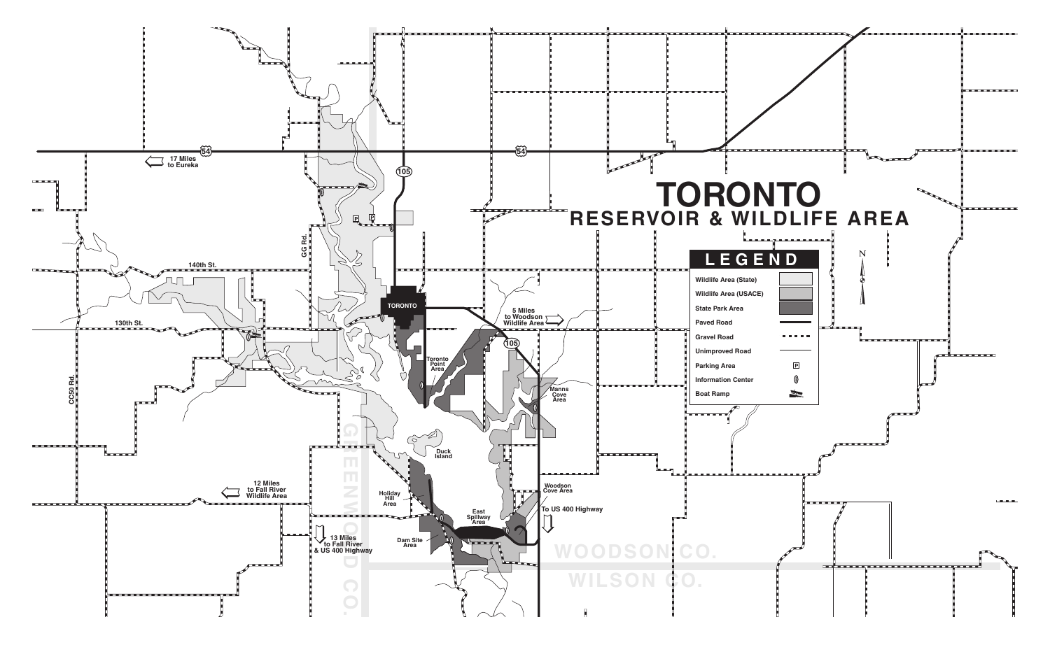# TORONTO
## RESERVOIR & WILDLIFE AREA

**LEGEND**

- Wildlife Area (State)
- Wildlife Area (USACE)
- State Park Area
- Paved Road
- Gravel Road
- Unimproved Road
- Parking Area
- Information Center
- Boat Ramp

N

17 Miles to Eureka

54

105

140th St.

130th St.

GG Rd.

CC50 Rd.

TORONTO

Toronto Point Area

5 Miles to Woodson Wildlife Area

Manns Cove Area

Duck Island

12 Miles to Fall River Wildlife Area

13 Miles to Fall River & US 400 Highway

Holiday Hill Area

East Spillway Area

Dam Site Area

Woodson Cove Area

To US 400 Highway

GREENWOOD CO.

WOODSON CO.

WILSON CO.